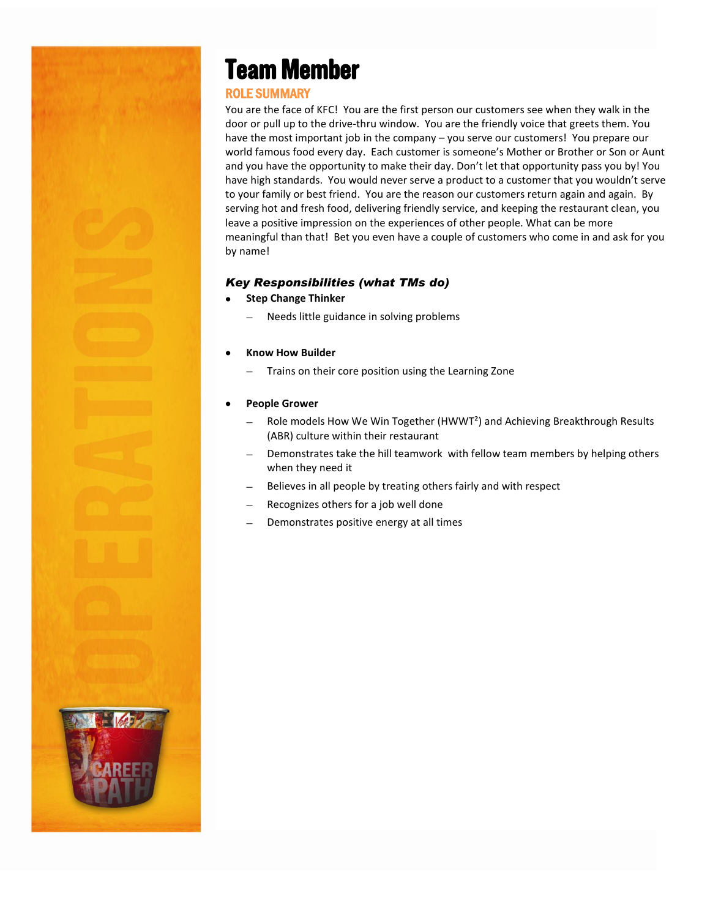# Team Member

## ROLE SUMMARY

You are the face of KFC! You are the first person our customers see when they walk in the door or pull up to the drive-thru window. You are the friendly voice that greets them. You have the most important job in the company – you serve our customers! You prepare our world famous food every day. Each customer is someone's Mother or Brother or Son or Aunt and you have the opportunity to make their day. Don't let that opportunity pass you by! You have high standards. You would never serve a product to a customer that you wouldn't serve to your family or best friend. You are the reason our customers return again and again. By serving hot and fresh food, delivering friendly service, and keeping the restaurant clean, you leave a positive impression on the experiences of other people. What can be more meaningful than that! Bet you even have a couple of customers who come in and ask for you by name!

### *Key Responsibilities (what TMs do)*

- **Step Change Thinker**
  - Needs little guidance in solving problems

- **Know How Builder**
  - Trains on their core position using the Learning Zone

- **People Grower**
  - Role models How We Win Together (HWWT²) and Achieving Breakthrough Results (ABR) culture within their restaurant
  - Demonstrates take the hill teamwork with fellow team members by helping others when they need it
  - Believes in all people by treating others fairly and with respect
  - Recognizes others for a job well done
  - Demonstrates positive energy at all times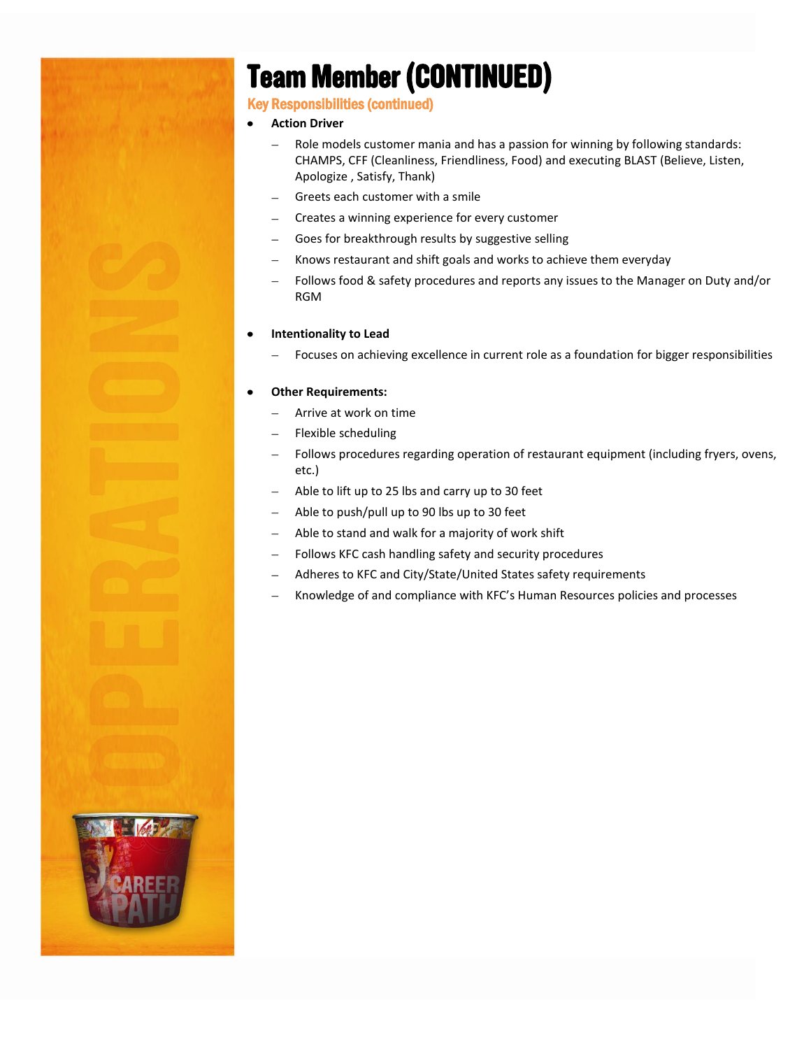# Team Member (CONTINUED)

## Key Responsibilities (continued)

- **Action Driver**
  - Role models customer mania and has a passion for winning by following standards: CHAMPS, CFF (Cleanliness, Friendliness, Food) and executing BLAST (Believe, Listen, Apologize , Satisfy, Thank)
  - Greets each customer with a smile
  - Creates a winning experience for every customer
  - Goes for breakthrough results by suggestive selling
  - Knows restaurant and shift goals and works to achieve them everyday
  - Follows food & safety procedures and reports any issues to the Manager on Duty and/or RGM

- **Intentionality to Lead**
  - Focuses on achieving excellence in current role as a foundation for bigger responsibilities

- **Other Requirements:**
  - Arrive at work on time
  - Flexible scheduling
  - Follows procedures regarding operation of restaurant equipment (including fryers, ovens, etc.)
  - Able to lift up to 25 lbs and carry up to 30 feet
  - Able to push/pull up to 90 lbs up to 30 feet
  - Able to stand and walk for a majority of work shift
  - Follows KFC cash handling safety and security procedures
  - Adheres to KFC and City/State/United States safety requirements
  - Knowledge of and compliance with KFC's Human Resources policies and processes